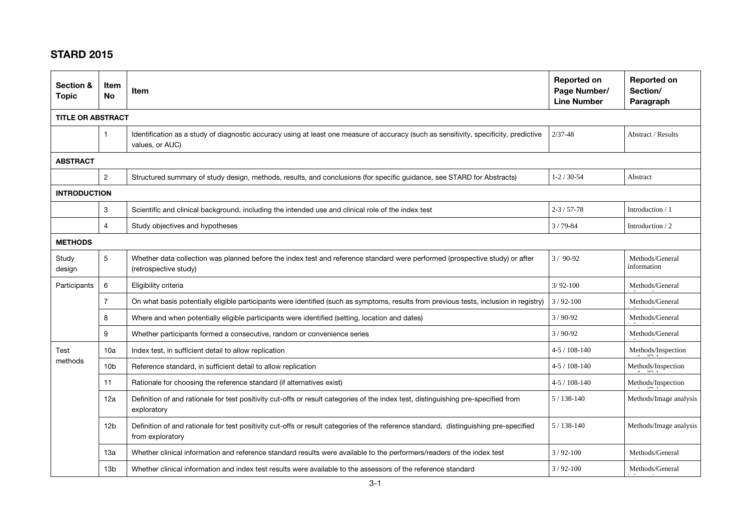## STARD 2015

| Section & Topic | Item No | Item | Reported on Page Number/ Line Number | Reported on Section/ Paragraph |
|---|---|---|---|---|
| **TITLE OR ABSTRACT** | | | | |
| | 1 | Identification as a study of diagnostic accuracy using at least one measure of accuracy (such as sensitivity, specificity, predictive values, or AUC) | 2/37-48 | Abstract / Results |
| **ABSTRACT** | | | | |
| | 2 | Structured summary of study design, methods, results, and conclusions (for specific guidance, see STARD for Abstracts) | 1-2 / 30-54 | Abstract |
| **INTRODUCTION** | | | | |
| | 3 | Scientific and clinical background, including the intended use and clinical role of the index test | 2-3 / 57-78 | Introduction / 1 |
| | 4 | Study objectives and hypotheses | 3 / 79-84 | Introduction / 2 |
| **METHODS** | | | | |
| Study design | 5 | Whether data collection was planned before the index test and reference standard were performed (prospective study) or after (retrospective study) | 3 / 90-92 | Methods/General information |
| Participants | 6 | Eligibility criteria | 3/ 92-100 | Methods/General information |
| | 7 | On what basis potentially eligible participants were identified (such as symptoms, results from previous tests, inclusion in registry) | 3 / 92-100 | Methods/General information |
| | 8 | Where and when potentially eligible participants were identified (setting, location and dates) | 3 / 90-92 | Methods/General information |
| | 9 | Whether participants formed a consecutive, random or convenience series | 3 / 90-92 | Methods/General information |
| Test methods | 10a | Index test, in sufficient detail to allow replication | 4-5 / 108-140 | Methods/Inspection method |
| | 10b | Reference standard, in sufficient detail to allow replication | 4-5 / 108-140 | Methods/Inspection method |
| | 11 | Rationale for choosing the reference standard (if alternatives exist) | 4-5 / 108-140 | Methods/Inspection method |
| | 12a | Definition of and rationale for test positivity cut-offs or result categories of the index test, distinguishing pre-specified from exploratory | 5 / 138-140 | Methods/Image analysis |
| | 12b | Definition of and rationale for test positivity cut-offs or result categories of the reference standard, distinguishing pre-specified from exploratory | 5 / 138-140 | Methods/Image analysis |
| | 13a | Whether clinical information and reference standard results were available to the performers/readers of the index test | 3 / 92-100 | Methods/General information |
| | 13b | Whether clinical information and index test results were available to the assessors of the reference standard | 3 / 92-100 | Methods/General information |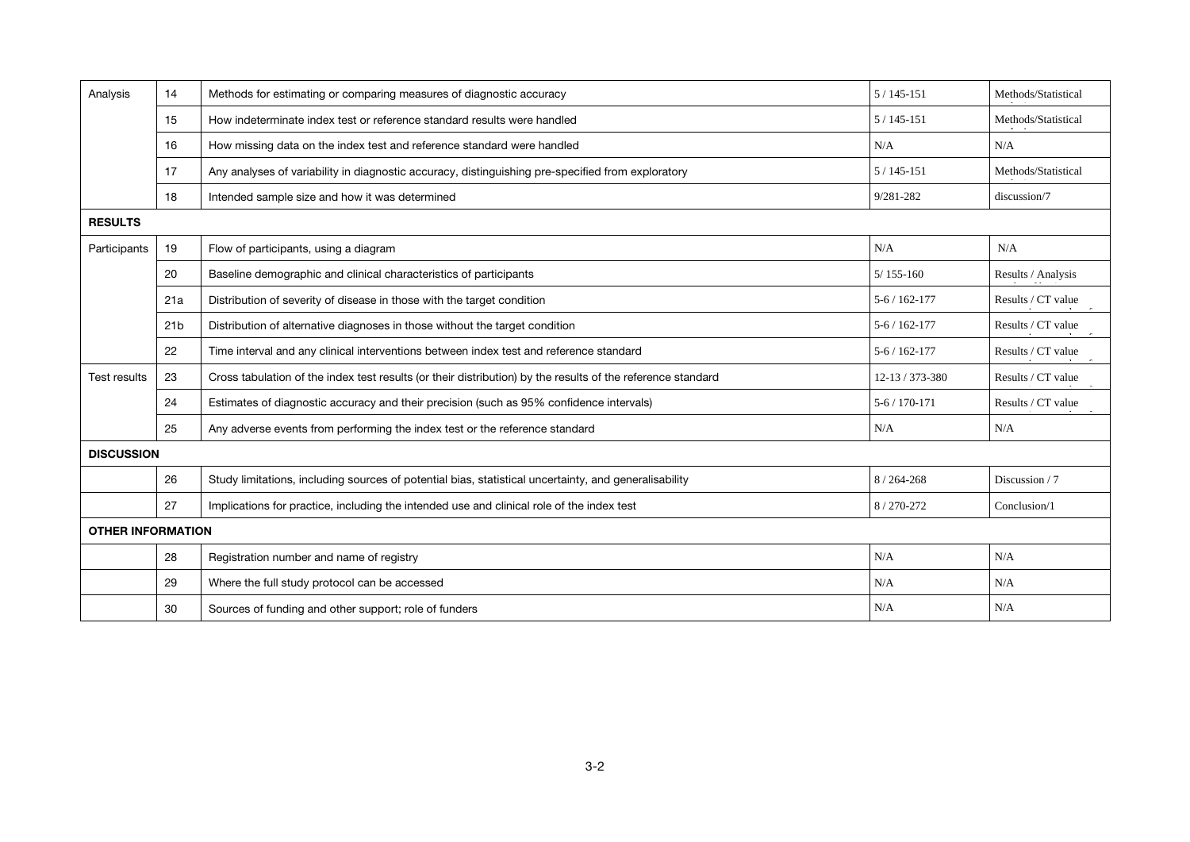| | | | | |
|---|---|---|---|---|
| Analysis | 14 | Methods for estimating or comparing measures of diagnostic accuracy | 5 / 145-151 | Methods/Statistical |
| | 15 | How indeterminate index test or reference standard results were handled | 5 / 145-151 | Methods/Statistical |
| | 16 | How missing data on the index test and reference standard were handled | N/A | N/A |
| | 17 | Any analyses of variability in diagnostic accuracy, distinguishing pre-specified from exploratory | 5 / 145-151 | Methods/Statistical |
| | 18 | Intended sample size and how it was determined | 9/281-282 | discussion/7 |
| **RESULTS** | | | | |
| Participants | 19 | Flow of participants, using a diagram | N/A | N/A |
| | 20 | Baseline demographic and clinical characteristics of participants | 5/ 155-160 | Results / Analysis |
| | 21a | Distribution of severity of disease in those with the target condition | 5-6 / 162-177 | Results / CT value |
| | 21b | Distribution of alternative diagnoses in those without the target condition | 5-6 / 162-177 | Results / CT value |
| | 22 | Time interval and any clinical interventions between index test and reference standard | 5-6 / 162-177 | Results / CT value |
| Test results | 23 | Cross tabulation of the index test results (or their distribution) by the results of the reference standard | 12-13 / 373-380 | Results / CT value |
| | 24 | Estimates of diagnostic accuracy and their precision (such as 95% confidence intervals) | 5-6 / 170-171 | Results / CT value |
| | 25 | Any adverse events from performing the index test or the reference standard | N/A | N/A |
| **DISCUSSION** | | | | |
| | 26 | Study limitations, including sources of potential bias, statistical uncertainty, and generalisability | 8 / 264-268 | Discussion / 7 |
| | 27 | Implications for practice, including the intended use and clinical role of the index test | 8 / 270-272 | Conclusion/1 |
| **OTHER INFORMATION** | | | | |
| | 28 | Registration number and name of registry | N/A | N/A |
| | 29 | Where the full study protocol can be accessed | N/A | N/A |
| | 30 | Sources of funding and other support; role of funders | N/A | N/A |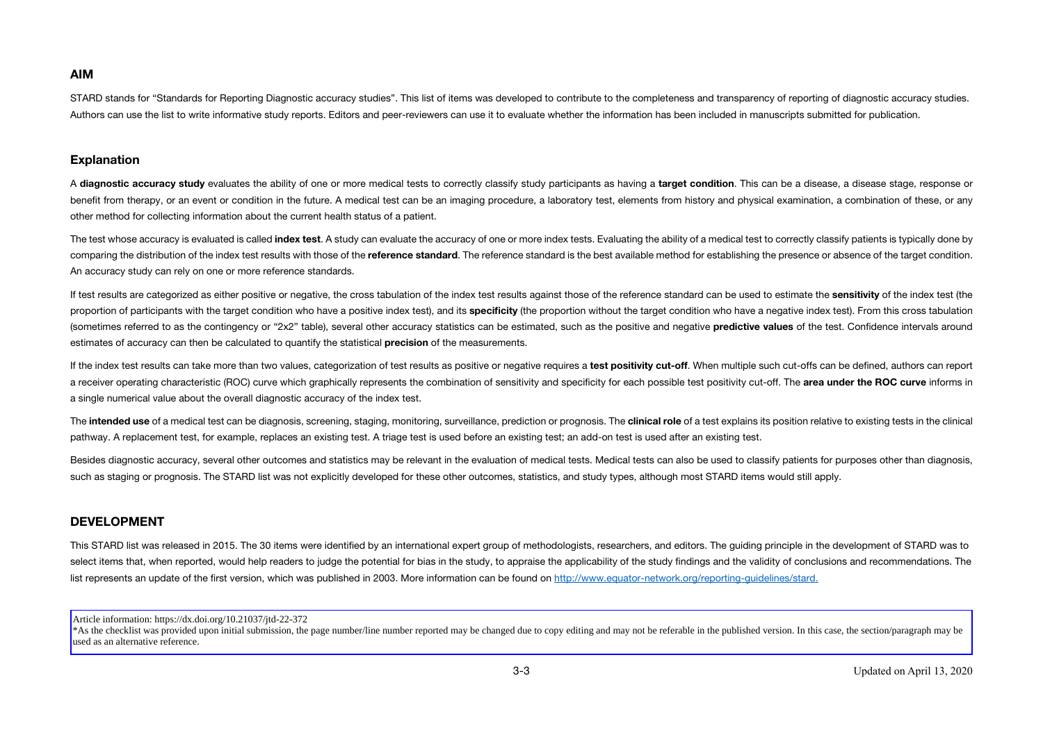## AIM

STARD stands for "Standards for Reporting Diagnostic accuracy studies". This list of items was developed to contribute to the completeness and transparency of reporting of diagnostic accuracy studies. Authors can use the list to write informative study reports. Editors and peer-reviewers can use it to evaluate whether the information has been included in manuscripts submitted for publication.

## Explanation

A **diagnostic accuracy study** evaluates the ability of one or more medical tests to correctly classify study participants as having a **target condition**. This can be a disease, a disease stage, response or benefit from therapy, or an event or condition in the future. A medical test can be an imaging procedure, a laboratory test, elements from history and physical examination, a combination of these, or any other method for collecting information about the current health status of a patient.

The test whose accuracy is evaluated is called **index test**. A study can evaluate the accuracy of one or more index tests. Evaluating the ability of a medical test to correctly classify patients is typically done by comparing the distribution of the index test results with those of the **reference standard**. The reference standard is the best available method for establishing the presence or absence of the target condition. An accuracy study can rely on one or more reference standards.

If test results are categorized as either positive or negative, the cross tabulation of the index test results against those of the reference standard can be used to estimate the **sensitivity** of the index test (the proportion of participants with the target condition who have a positive index test), and its **specificity** (the proportion without the target condition who have a negative index test). From this cross tabulation (sometimes referred to as the contingency or "2x2" table), several other accuracy statistics can be estimated, such as the positive and negative **predictive values** of the test. Confidence intervals around estimates of accuracy can then be calculated to quantify the statistical **precision** of the measurements.

If the index test results can take more than two values, categorization of test results as positive or negative requires a **test positivity cut-off**. When multiple such cut-offs can be defined, authors can report a receiver operating characteristic (ROC) curve which graphically represents the combination of sensitivity and specificity for each possible test positivity cut-off. The **area under the ROC curve** informs in a single numerical value about the overall diagnostic accuracy of the index test.

The **intended use** of a medical test can be diagnosis, screening, staging, monitoring, surveillance, prediction or prognosis. The **clinical role** of a test explains its position relative to existing tests in the clinical pathway. A replacement test, for example, replaces an existing test. A triage test is used before an existing test; an add-on test is used after an existing test.

Besides diagnostic accuracy, several other outcomes and statistics may be relevant in the evaluation of medical tests. Medical tests can also be used to classify patients for purposes other than diagnosis, such as staging or prognosis. The STARD list was not explicitly developed for these other outcomes, statistics, and study types, although most STARD items would still apply.

## DEVELOPMENT

This STARD list was released in 2015. The 30 items were identified by an international expert group of methodologists, researchers, and editors. The guiding principle in the development of STARD was to select items that, when reported, would help readers to judge the potential for bias in the study, to appraise the applicability of the study findings and the validity of conclusions and recommendations. The list represents an update of the first version, which was published in 2003. More information can be found on [http://www.equator-network.org/reporting-guidelines/stard.](http://www.equator-network.org/reporting-guidelines/stard)

Article information: https://dx.doi.org/10.21037/jtd-22-372

*As the checklist was provided upon initial submission, the page number/line number reported may be changed due to copy editing and may not be referable in the published version. In this case, the section/paragraph may be used as an alternative reference.

Updated on April 13, 2020